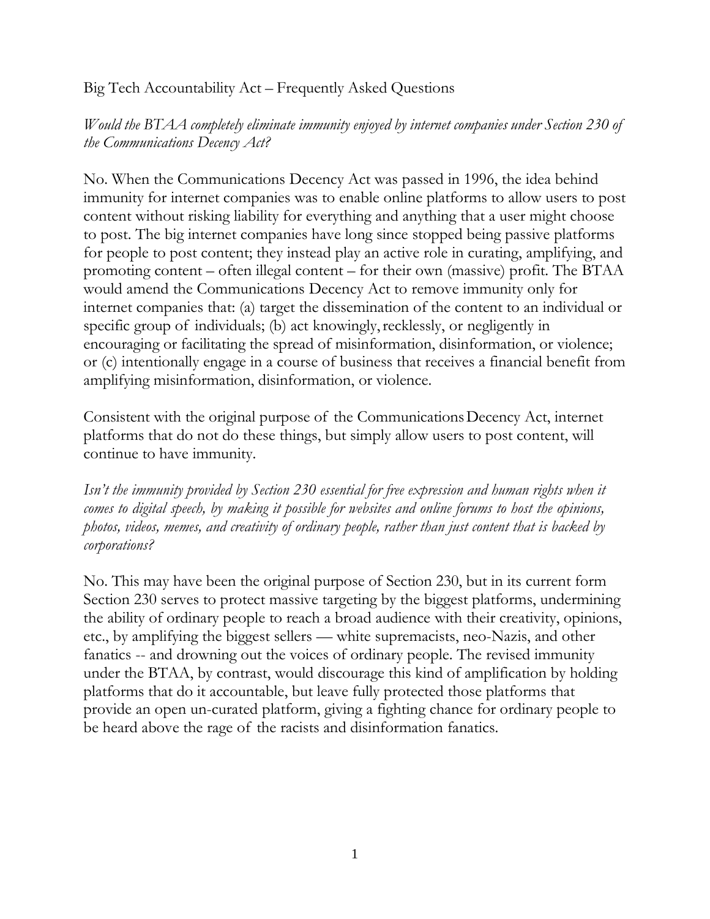# Big Tech Accountability Act – Frequently Asked Questions

*Would the BTAA completely eliminate immunity enjoyed by internet companies under Section 230 of the Communications Decency Act?*

No. When the Communications Decency Act was passed in 1996, the idea behind immunity for internet companies was to enable online platforms to allow users to post content without risking liability for everything and anything that a user might choose to post. The big internet companies have long since stopped being passive platforms for people to post content; they instead play an active role in curating, amplifying, and promoting content – often illegal content – for their own (massive) profit. The BTAA would amend the Communications Decency Act to remove immunity only for internet companies that: (a) target the dissemination of the content to an individual or specific group of individuals; (b) act knowingly, recklessly, or negligently in encouraging or facilitating the spread of misinformation, disinformation, or violence; or (c) intentionally engage in a course of business that receives a financial benefit from amplifying misinformation, disinformation, or violence.

Consistent with the original purpose of the Communications Decency Act, internet platforms that do not do these things, but simply allow users to post content, will continue to have immunity.

*Isn't the immunity provided by Section 230 essential for free expression and human rights when it comes to digital speech, by making it possible for websites and online forums to host the opinions, photos, videos, memes, and creativity of ordinary people, rather than just content that is backed by corporations?*

No. This may have been the original purpose of Section 230, but in its current form Section 230 serves to protect massive targeting by the biggest platforms, undermining the ability of ordinary people to reach a broad audience with their creativity, opinions, etc., by amplifying the biggest sellers — white supremacists, neo-Nazis, and other fanatics -- and drowning out the voices of ordinary people. The revised immunity under the BTAA, by contrast, would discourage this kind of amplification by holding platforms that do it accountable, but leave fully protected those platforms that provide an open un-curated platform, giving a fighting chance for ordinary people to be heard above the rage of the racists and disinformation fanatics.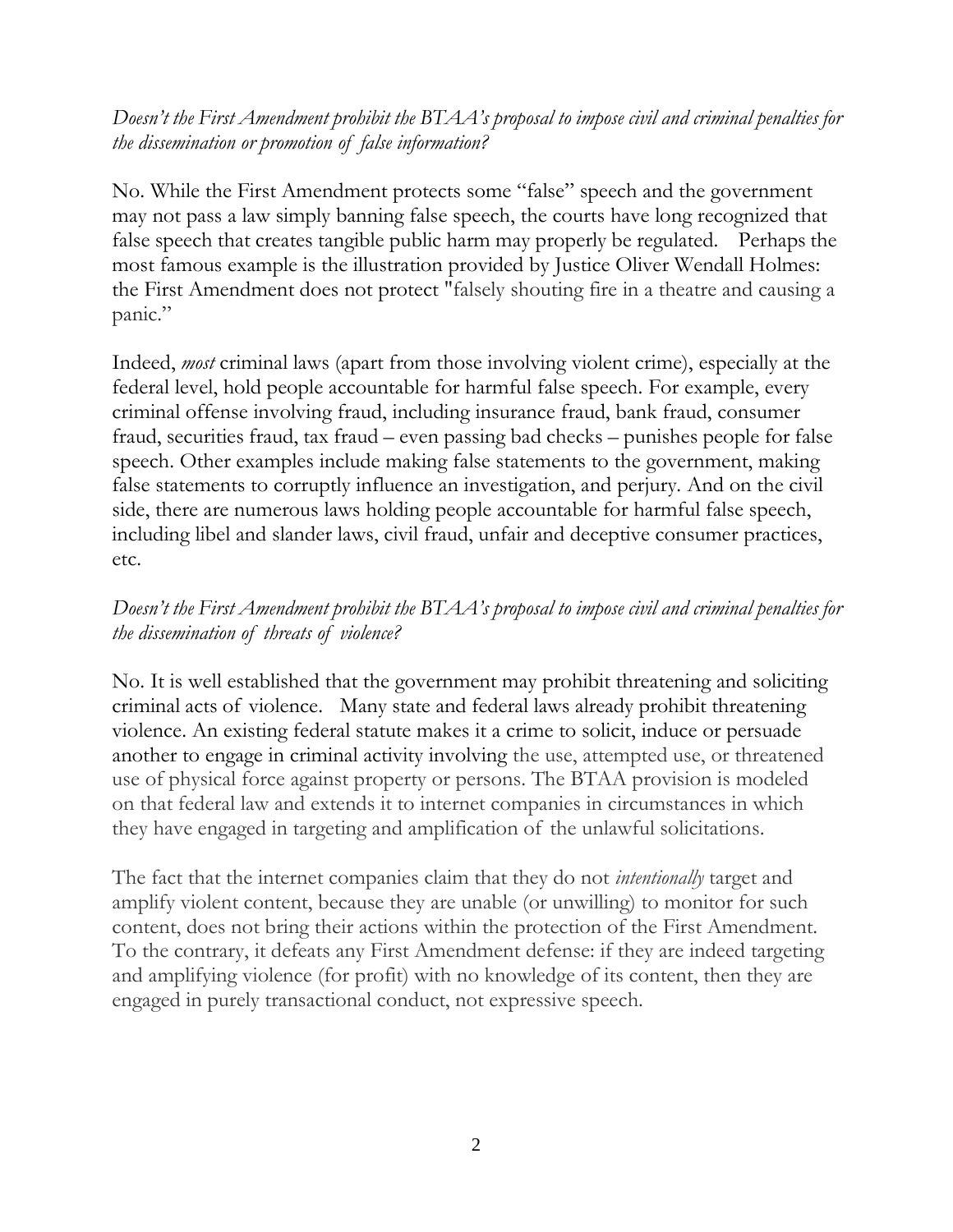*Doesn't the First Amendment prohibit the BTAA's proposal to impose civil and criminal penalties for the dissemination or promotion of false information?*

No. While the First Amendment protects some "false" speech and the government may not pass a law simply banning false speech, the courts have long recognized that false speech that creates tangible public harm may properly be regulated. Perhaps the most famous example is the illustration provided by Justice Oliver Wendall Holmes: the First Amendment does not protect "falsely shouting fire in a theatre and causing a panic."

Indeed, *most* criminal laws (apart from those involving violent crime), especially at the federal level, hold people accountable for harmful false speech. For example, every criminal offense involving fraud, including insurance fraud, bank fraud, consumer fraud, securities fraud, tax fraud – even passing bad checks – punishes people for false speech. Other examples include making false statements to the government, making false statements to corruptly influence an investigation, and perjury. And on the civil side, there are numerous laws holding people accountable for harmful false speech, including libel and slander laws, civil fraud, unfair and deceptive consumer practices, etc.

*Doesn't the First Amendment prohibit the BTAA's proposal to impose civil and criminal penalties for the dissemination of threats of violence?*

No. It is well established that the government may prohibit threatening and soliciting criminal acts of violence. Many state and federal laws already prohibit threatening violence. An existing federal statute makes it a crime to solicit, induce or persuade another to engage in criminal activity involving the use, attempted use, or threatened use of physical force against property or persons. The BTAA provision is modeled on that federal law and extends it to internet companies in circumstances in which they have engaged in targeting and amplification of the unlawful solicitations.

The fact that the internet companies claim that they do not *intentionally* target and amplify violent content, because they are unable (or unwilling) to monitor for such content, does not bring their actions within the protection of the First Amendment. To the contrary, it defeats any First Amendment defense: if they are indeed targeting and amplifying violence (for profit) with no knowledge of its content, then they are engaged in purely transactional conduct, not expressive speech.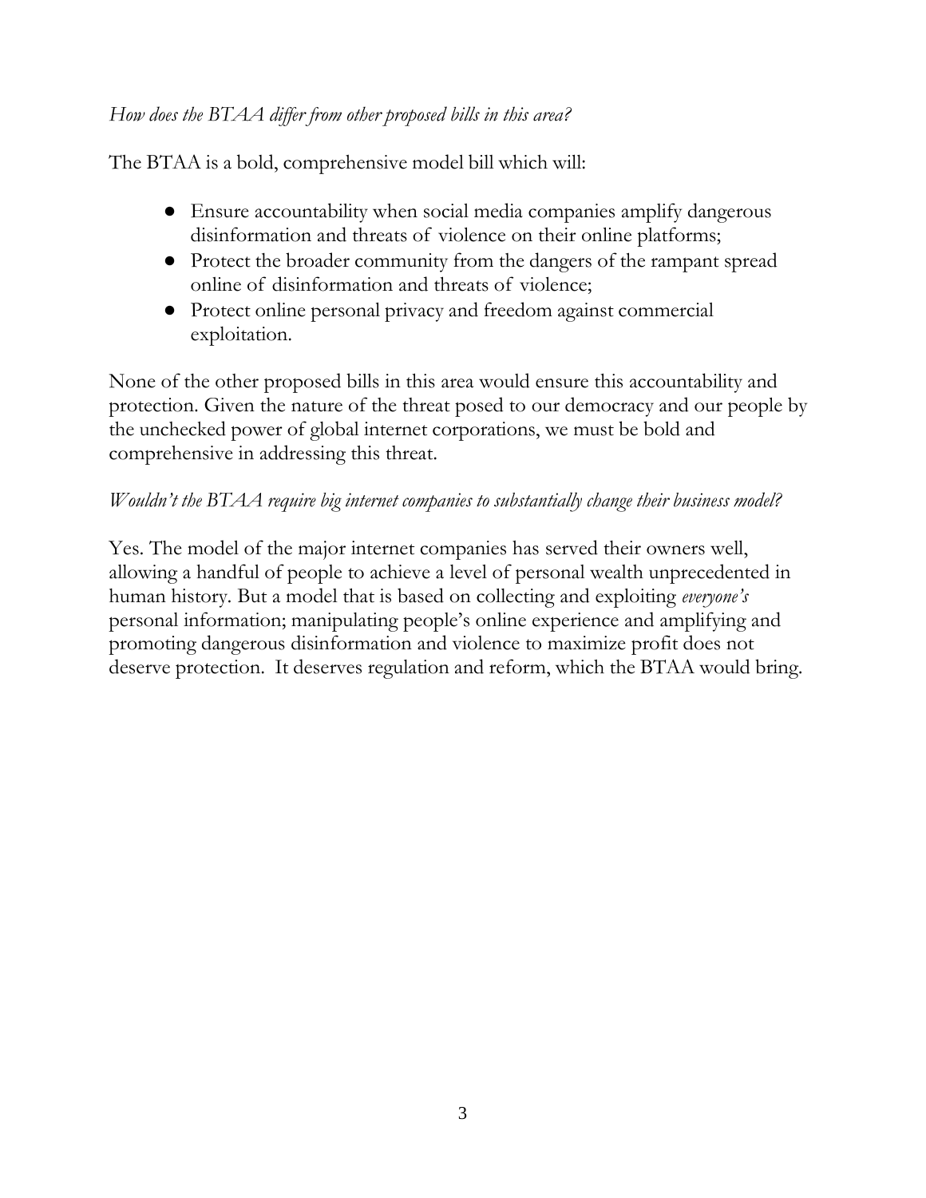*How does the BTAA differ from other proposed bills in this area?*

The BTAA is a bold, comprehensive model bill which will:

- Ensure accountability when social media companies amplify dangerous disinformation and threats of violence on their online platforms;
- Protect the broader community from the dangers of the rampant spread online of disinformation and threats of violence;
- Protect online personal privacy and freedom against commercial exploitation.

None of the other proposed bills in this area would ensure this accountability and protection. Given the nature of the threat posed to our democracy and our people by the unchecked power of global internet corporations, we must be bold and comprehensive in addressing this threat.

*Wouldn't the BTAA require big internet companies to substantially change their business model?*

Yes. The model of the major internet companies has served their owners well, allowing a handful of people to achieve a level of personal wealth unprecedented in human history. But a model that is based on collecting and exploiting *everyone's* personal information; manipulating people's online experience and amplifying and promoting dangerous disinformation and violence to maximize profit does not deserve protection. It deserves regulation and reform, which the BTAA would bring.